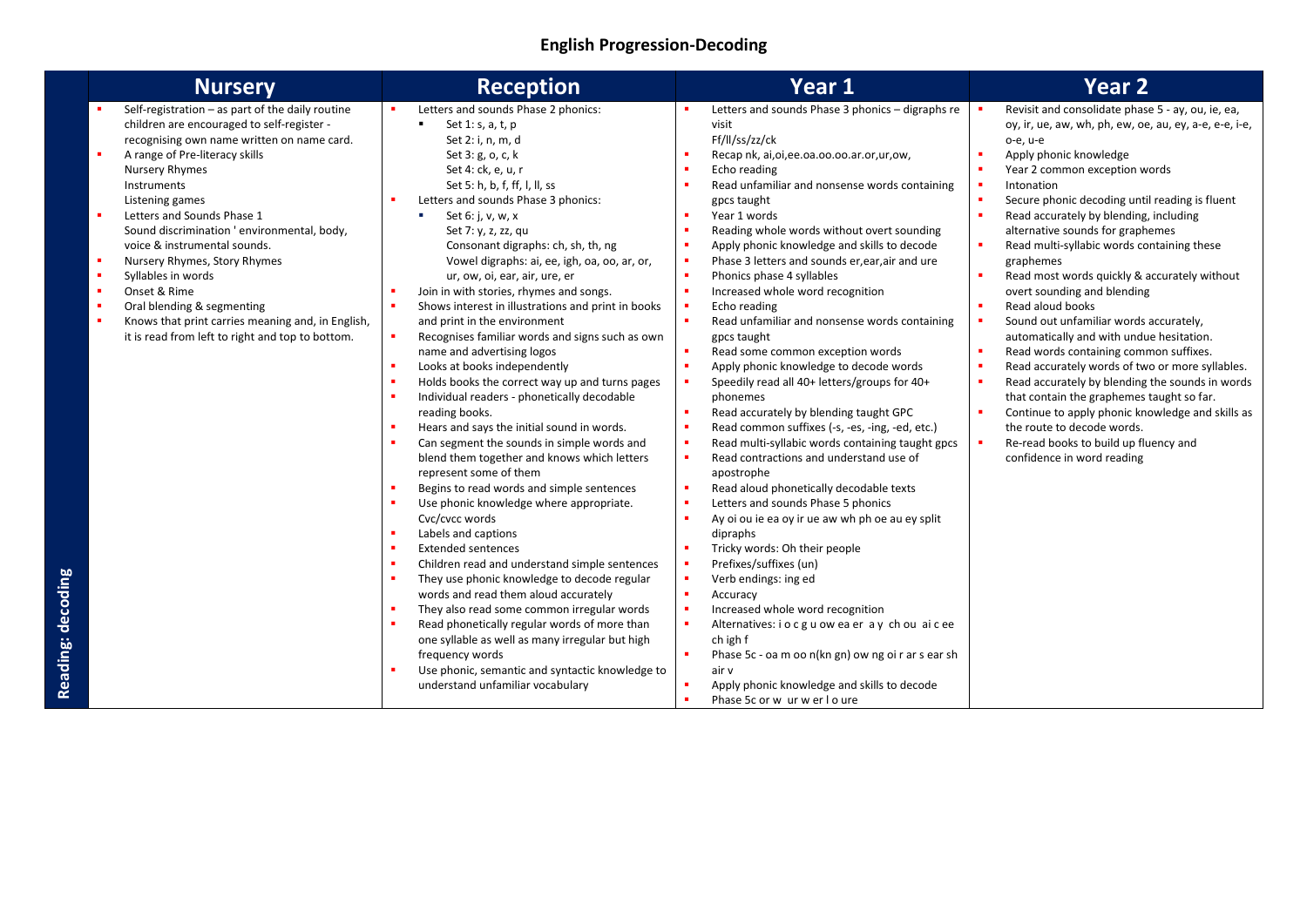# English Progression-Decoding

| | Nursery | Reception | Year 1 | Year 2 |
|---|---|---|---|---|
| **Reading: decoding** | ▪ Self-registration – as part of the daily routine children are encouraged to self-register - recognising own name written on name card.<br>▪ A range of Pre-literacy skills<br>Nursery Rhymes<br>Instruments<br>Listening games<br>▪ Letters and Sounds Phase 1<br>Sound discrimination ' environmental, body, voice & instrumental sounds.<br>▪ Nursery Rhymes, Story Rhymes<br>▪ Syllables in words<br>▪ Onset & Rime<br>▪ Oral blending & segmenting<br>▪ Knows that print carries meaning and, in English, it is read from left to right and top to bottom. | ▪ Letters and sounds Phase 2 phonics:<br>  ▪ Set 1: s, a, t, p<br>  Set 2: i, n, m, d<br>  Set 3: g, o, c, k<br>  Set 4: ck, e, u, r<br>  Set 5: h, b, f, ff, l, ll, ss<br>▪ Letters and sounds Phase 3 phonics:<br>  ▪ Set 6: j, v, w, x<br>  Set 7: y, z, zz, qu<br>  Consonant digraphs: ch, sh, th, ng<br>  Vowel digraphs: ai, ee, igh, oa, oo, ar, or, ur, ow, oi, ear, air, ure, er<br>▪ Join in with stories, rhymes and songs.<br>▪ Shows interest in illustrations and print in books and print in the environment<br>▪ Recognises familiar words and signs such as own name and advertising logos<br>▪ Looks at books independently<br>▪ Holds books the correct way up and turns pages<br>▪ Individual readers - phonetically decodable reading books.<br>▪ Hears and says the initial sound in words.<br>▪ Can segment the sounds in simple words and blend them together and knows which letters represent some of them<br>▪ Begins to read words and simple sentences<br>▪ Use phonic knowledge where appropriate. Cvc/cvcc words<br>▪ Labels and captions<br>▪ Extended sentences<br>▪ Children read and understand simple sentences<br>▪ They use phonic knowledge to decode regular words and read them aloud accurately<br>▪ They also read some common irregular words<br>▪ Read phonetically regular words of more than one syllable as well as many irregular but high frequency words<br>▪ Use phonic, semantic and syntactic knowledge to understand unfamiliar vocabulary | ▪ Letters and sounds Phase 3 phonics – digraphs re visit<br>Ff/ll/ss/zz/ck<br>▪ Recap nk, ai,oi,ee.oa.oo.oo.ar.or,ur,ow,<br>▪ Echo reading<br>▪ Read unfamiliar and nonsense words containing gpcs taught<br>▪ Year 1 words<br>▪ Reading whole words without overt sounding<br>▪ Apply phonic knowledge and skills to decode<br>▪ Phase 3 letters and sounds er,ear,air and ure<br>▪ Phonics phase 4 syllables<br>▪ Increased whole word recognition<br>▪ Echo reading<br>▪ Read unfamiliar and nonsense words containing gpcs taught<br>▪ Read some common exception words<br>▪ Apply phonic knowledge to decode words<br>▪ Speedily read all 40+ letters/groups for 40+ phonemes<br>▪ Read accurately by blending taught GPC<br>▪ Read common suffixes (-s, -es, -ing, -ed, etc.)<br>▪ Read multi-syllabic words containing taught gpcs<br>▪ Read contractions and understand use of apostrophe<br>▪ Read aloud phonetically decodable texts<br>▪ Letters and sounds Phase 5 phonics<br>▪ Ay oi ou ie ea oy ir ue aw wh ph oe au ey split dipraphs<br>▪ Tricky words: Oh their people<br>▪ Prefixes/suffixes (un)<br>▪ Verb endings: ing ed<br>▪ Accuracy<br>▪ Increased whole word recognition<br>▪ Alternatives: i o c g u ow ea er a y ch ou ai c ee ch igh f<br>▪ Phase 5c - oa m oo n(kn gn) ow ng oi r ar s ear sh air v<br>▪ Apply phonic knowledge and skills to decode<br>▪ Phase 5c or w ur w er l o ure | ▪ Revisit and consolidate phase 5 - ay, ou, ie, ea, oy, ir, ue, aw, wh, ph, ew, oe, au, ey, a-e, e-e, i-e, o-e, u-e<br>▪ Apply phonic knowledge<br>▪ Year 2 common exception words<br>▪ Intonation<br>▪ Secure phonic decoding until reading is fluent<br>▪ Read accurately by blending, including alternative sounds for graphemes<br>▪ Read multi-syllabic words containing these graphemes<br>▪ Read most words quickly & accurately without overt sounding and blending<br>▪ Read aloud books<br>▪ Sound out unfamiliar words accurately, automatically and with undue hesitation.<br>▪ Read words containing common suffixes.<br>▪ Read accurately words of two or more syllables.<br>▪ Read accurately by blending the sounds in words that contain the graphemes taught so far.<br>▪ Continue to apply phonic knowledge and skills as the route to decode words.<br>▪ Re-read books to build up fluency and confidence in word reading |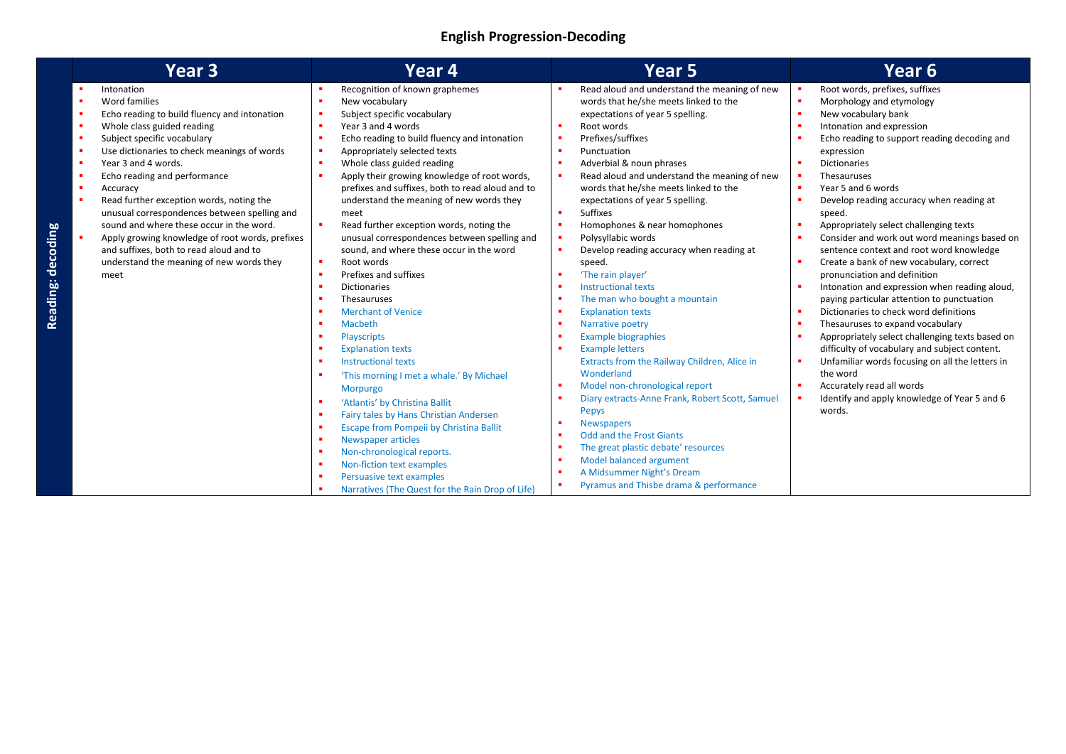# English Progression-Decoding

| | Year 3 | Year 4 | Year 5 | Year 6 |
|---|---|---|---|---|
| **Reading: decoding** | • Intonation<br>• Word families<br>• Echo reading to build fluency and intonation<br>• Whole class guided reading<br>• Subject specific vocabulary<br>• Use dictionaries to check meanings of words<br>• Year 3 and 4 words.<br>• Echo reading and performance<br>• Accuracy<br>• Read further exception words, noting the unusual correspondences between spelling and sound and where these occur in the word.<br>• Apply growing knowledge of root words, prefixes and suffixes, both to read aloud and to understand the meaning of new words they meet | • Recognition of known graphemes<br>• New vocabulary<br>• Subject specific vocabulary<br>• Year 3 and 4 words<br>• Echo reading to build fluency and intonation<br>• Appropriately selected texts<br>• Whole class guided reading<br>• Apply their growing knowledge of root words, prefixes and suffixes, both to read aloud and to understand the meaning of new words they meet<br>• Read further exception words, noting the unusual correspondences between spelling and sound, and where these occur in the word<br>• Root words<br>• Prefixes and suffixes<br>• Dictionaries<br>• Thesauruses<br>• Merchant of Venice<br>• Macbeth<br>• Playscripts<br>• Explanation texts<br>• Instructional texts<br>• 'This morning I met a whale.' By Michael Morpurgo<br>• 'Atlantis' by Christina Ballit<br>• Fairy tales by Hans Christian Andersen<br>• Escape from Pompeii by Christina Ballit<br>• Newspaper articles<br>• Non-chronological reports.<br>• Non-fiction text examples<br>• Persuasive text examples<br>• Narratives (The Quest for the Rain Drop of Life) | • Read aloud and understand the meaning of new words that he/she meets linked to the expectations of year 5 spelling.<br>• Root words<br>• Prefixes/suffixes<br>• Punctuation<br>• Adverbial & noun phrases<br>• Read aloud and understand the meaning of new words that he/she meets linked to the expectations of year 5 spelling.<br>• Suffixes<br>• Homophones & near homophones<br>• Polysyllabic words<br>• Develop reading accuracy when reading at speed.<br>• 'The rain player'<br>• Instructional texts<br>• The man who bought a mountain<br>• Explanation texts<br>• Narrative poetry<br>• Example biographies<br>• Example letters<br>Extracts from the Railway Children, Alice in Wonderland<br>• Model non-chronological report<br>• Diary extracts-Anne Frank, Robert Scott, Samuel Pepys<br>• Newspapers<br>• Odd and the Frost Giants<br>• The great plastic debate' resources<br>• Model balanced argument<br>• A Midsummer Night's Dream<br>• Pyramus and Thisbe drama & performance | • Root words, prefixes, suffixes<br>• Morphology and etymology<br>• New vocabulary bank<br>• Intonation and expression<br>• Echo reading to support reading decoding and expression<br>• Dictionaries<br>• Thesauruses<br>• Year 5 and 6 words<br>• Develop reading accuracy when reading at speed.<br>• Appropriately select challenging texts<br>• Consider and work out word meanings based on sentence context and root word knowledge<br>• Create a bank of new vocabulary, correct pronunciation and definition<br>• Intonation and expression when reading aloud, paying particular attention to punctuation<br>• Dictionaries to check word definitions<br>• Thesauruses to expand vocabulary<br>• Appropriately select challenging texts based on difficulty of vocabulary and subject content.<br>• Unfamiliar words focusing on all the letters in the word<br>• Accurately read all words<br>• Identify and apply knowledge of Year 5 and 6 words. |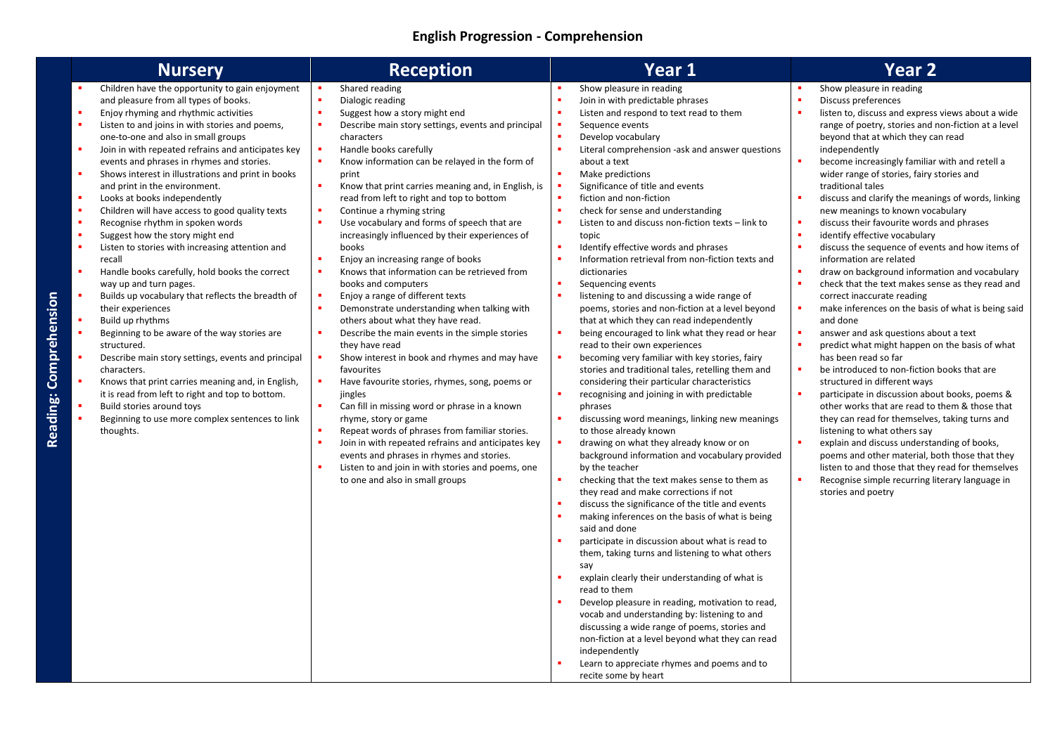## English Progression - Comprehension

**Reading: Comprehension**

| Nursery | Reception | Year 1 | Year 2 |
|---|---|---|---|
| • Children have the opportunity to gain enjoyment and pleasure from all types of books.<br>• Enjoy rhyming and rhythmic activities<br>• Listen to and joins in with stories and poems, one-to-one and also in small groups<br>• Join in with repeated refrains and anticipates key events and phrases in rhymes and stories.<br>• Shows interest in illustrations and print in books and print in the environment.<br>• Looks at books independently<br>• Children will have access to good quality texts<br>• Recognise rhythm in spoken words<br>• Suggest how the story might end<br>• Listen to stories with increasing attention and recall<br>• Handle books carefully, hold books the correct way up and turn pages.<br>• Builds up vocabulary that reflects the breadth of their experiences<br>• Build up rhythms<br>• Beginning to be aware of the way stories are structured.<br>• Describe main story settings, events and principal characters.<br>• Knows that print carries meaning and, in English, it is read from left to right and top to bottom.<br>• Build stories around toys<br>• Beginning to use more complex sentences to link thoughts. | • Shared reading<br>• Dialogic reading<br>• Suggest how a story might end<br>• Describe main story settings, events and principal characters<br>• Handle books carefully<br>• Know information can be relayed in the form of print<br>• Know that print carries meaning and, in English, is read from left to right and top to bottom<br>• Continue a rhyming string<br>• Use vocabulary and forms of speech that are increasingly influenced by their experiences of books<br>• Enjoy an increasing range of books<br>• Knows that information can be retrieved from books and computers<br>• Enjoy a range of different texts<br>• Demonstrate understanding when talking with others about what they have read.<br>• Describe the main events in the simple stories they have read<br>• Show interest in book and rhymes and may have favourites<br>• Have favourite stories, rhymes, song, poems or jingles<br>• Can fill in missing word or phrase in a known rhyme, story or game<br>• Repeat words of phrases from familiar stories.<br>• Join in with repeated refrains and anticipates key events and phrases in rhymes and stories.<br>• Listen to and join in with stories and poems, one to one and also in small groups | • Show pleasure in reading<br>• Join in with predictable phrases<br>• Listen and respond to text read to them<br>• Sequence events<br>• Develop vocabulary<br>• Literal comprehension -ask and answer questions about a text<br>• Make predictions<br>• Significance of title and events<br>• fiction and non-fiction<br>• check for sense and understanding<br>• Listen to and discuss non-fiction texts – link to topic<br>• Identify effective words and phrases<br>• Information retrieval from non-fiction texts and dictionaries<br>• Sequencing events<br>• listening to and discussing a wide range of poems, stories and non-fiction at a level beyond that at which they can read independently<br>• being encouraged to link what they read or hear read to their own experiences<br>• becoming very familiar with key stories, fairy stories and traditional tales, retelling them and considering their particular characteristics<br>• recognising and joining in with predictable phrases<br>• discussing word meanings, linking new meanings to those already known<br>• drawing on what they already know or on background information and vocabulary provided by the teacher<br>• checking that the text makes sense to them as they read and make corrections if not<br>• discuss the significance of the title and events<br>• making inferences on the basis of what is being said and done<br>• participate in discussion about what is read to them, taking turns and listening to what others say<br>• explain clearly their understanding of what is read to them<br>• Develop pleasure in reading, motivation to read, vocab and understanding by: listening to and discussing a wide range of poems, stories and non-fiction at a level beyond what they can read independently<br>• Learn to appreciate rhymes and poems and to recite some by heart | • Show pleasure in reading<br>• Discuss preferences<br>• listen to, discuss and express views about a wide range of poetry, stories and non-fiction at a level beyond that at which they can read independently<br>• become increasingly familiar with and retell a wider range of stories, fairy stories and traditional tales<br>• discuss and clarify the meanings of words, linking new meanings to known vocabulary<br>• discuss their favourite words and phrases<br>• identify effective vocabulary<br>• discuss the sequence of events and how items of information are related<br>• draw on background information and vocabulary<br>• check that the text makes sense as they read and correct inaccurate reading<br>• make inferences on the basis of what is being said and done<br>• answer and ask questions about a text<br>• predict what might happen on the basis of what has been read so far<br>• be introduced to non-fiction books that are structured in different ways<br>• participate in discussion about books, poems & other works that are read to them & those that they can read for themselves, taking turns and listening to what others say<br>• explain and discuss understanding of books, poems and other material, both those that they listen to and those that they read for themselves<br>• Recognise simple recurring literary language in stories and poetry |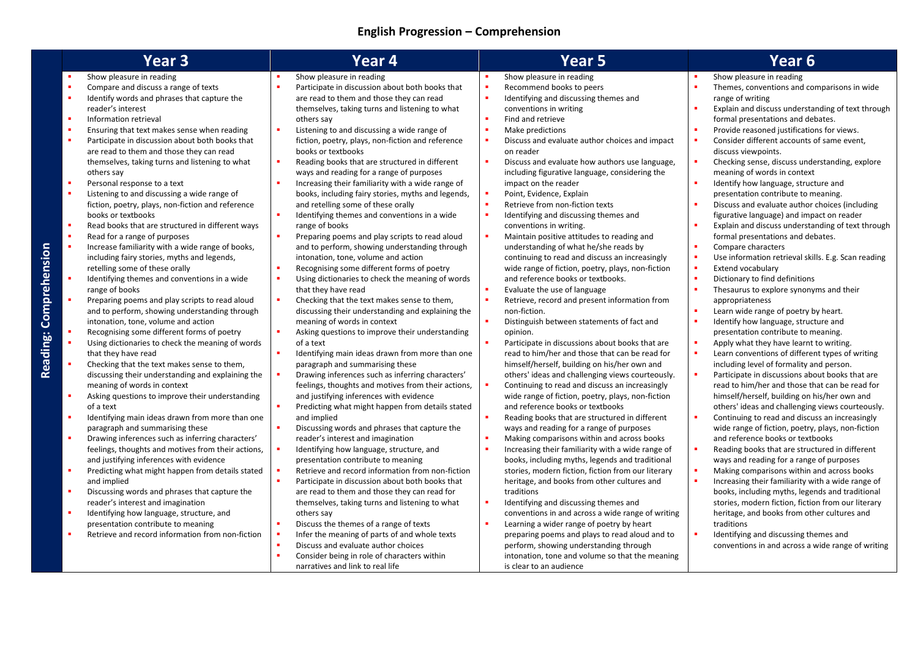# English Progression – Comprehension

## Reading: Comprehension

### Year 3

- Show pleasure in reading
- Compare and discuss a range of texts
- Identify words and phrases that capture the reader's interest
- Information retrieval
- Ensuring that text makes sense when reading
- Participate in discussion about both books that are read to them and those they can read themselves, taking turns and listening to what others say
- Personal response to a text
- Listening to and discussing a wide range of fiction, poetry, plays, non-fiction and reference books or textbooks
- Read books that are structured in different ways
- Read for a range of purposes
- Increase familiarity with a wide range of books, including fairy stories, myths and legends, retelling some of these orally
- Identifying themes and conventions in a wide range of books
- Preparing poems and play scripts to read aloud and to perform, showing understanding through intonation, tone, volume and action
- Recognising some different forms of poetry
- Using dictionaries to check the meaning of words that they have read
- Checking that the text makes sense to them, discussing their understanding and explaining the meaning of words in context
- Asking questions to improve their understanding of a text
- Identifying main ideas drawn from more than one paragraph and summarising these
- Drawing inferences such as inferring characters' feelings, thoughts and motives from their actions, and justifying inferences with evidence
- Predicting what might happen from details stated and implied
- Discussing words and phrases that capture the reader's interest and imagination
- Identifying how language, structure, and presentation contribute to meaning
- Retrieve and record information from non-fiction

### Year 4

- Show pleasure in reading
- Participate in discussion about both books that are read to them and those they can read themselves, taking turns and listening to what others say
- Listening to and discussing a wide range of fiction, poetry, plays, non-fiction and reference books or textbooks
- Reading books that are structured in different ways and reading for a range of purposes
- Increasing their familiarity with a wide range of books, including fairy stories, myths and legends, and retelling some of these orally
- Identifying themes and conventions in a wide range of books
- Preparing poems and play scripts to read aloud and to perform, showing understanding through intonation, tone, volume and action
- Recognising some different forms of poetry
- Using dictionaries to check the meaning of words that they have read
- Checking that the text makes sense to them, discussing their understanding and explaining the meaning of words in context
- Asking questions to improve their understanding of a text
- Identifying main ideas drawn from more than one paragraph and summarising these
- Drawing inferences such as inferring characters' feelings, thoughts and motives from their actions, and justifying inferences with evidence
- Predicting what might happen from details stated and implied
- Discussing words and phrases that capture the reader's interest and imagination
- Identifying how language, structure, and presentation contribute to meaning
- Retrieve and record information from non-fiction
- Participate in discussion about both books that are read to them and those they can read for themselves, taking turns and listening to what others say
- Discuss the themes of a range of texts
- Infer the meaning of parts of and whole texts
- Discuss and evaluate author choices
- Consider being in role of characters within narratives and link to real life

### Year 5

- Show pleasure in reading
- Recommend books to peers
- Identifying and discussing themes and conventions in writing
- Find and retrieve
- Make predictions
- Discuss and evaluate author choices and impact on reader
- Discuss and evaluate how authors use language, including figurative language, considering the impact on the reader
- Point, Evidence, Explain
- Retrieve from non-fiction texts
- Identifying and discussing themes and conventions in writing.
- Maintain positive attitudes to reading and understanding of what he/she reads by continuing to read and discuss an increasingly wide range of fiction, poetry, plays, non-fiction and reference books or textbooks.
- Evaluate the use of language
- Retrieve, record and present information from non-fiction.
- Distinguish between statements of fact and opinion.
- Participate in discussions about books that are read to him/her and those that can be read for himself/herself, building on his/her own and others' ideas and challenging views courteously.
- Continuing to read and discuss an increasingly wide range of fiction, poetry, plays, non-fiction and reference books or textbooks
- Reading books that are structured in different ways and reading for a range of purposes
- Making comparisons within and across books
- Increasing their familiarity with a wide range of books, including myths, legends and traditional stories, modern fiction, fiction from our literary heritage, and books from other cultures and traditions
- Identifying and discussing themes and conventions in and across a wide range of writing
- Learning a wider range of poetry by heart preparing poems and plays to read aloud and to perform, showing understanding through intonation, tone and volume so that the meaning is clear to an audience

### Year 6

- Show pleasure in reading
- Themes, conventions and comparisons in wide range of writing
- Explain and discuss understanding of text through formal presentations and debates.
- Provide reasoned justifications for views.
- Consider different accounts of same event, discuss viewpoints.
- Checking sense, discuss understanding, explore meaning of words in context
- Identify how language, structure and presentation contribute to meaning.
- Discuss and evaluate author choices (including figurative language) and impact on reader
- Explain and discuss understanding of text through formal presentations and debates.
- Compare characters
- Use information retrieval skills. E.g. Scan reading
- Extend vocabulary
- Dictionary to find definitions
- Thesaurus to explore synonyms and their appropriateness
- Learn wide range of poetry by heart.
- Identify how language, structure and presentation contribute to meaning.
- Apply what they have learnt to writing.
- Learn conventions of different types of writing including level of formality and person.
- Participate in discussions about books that are read to him/her and those that can be read for himself/herself, building on his/her own and others' ideas and challenging views courteously.
- Continuing to read and discuss an increasingly wide range of fiction, poetry, plays, non-fiction and reference books or textbooks
- Reading books that are structured in different ways and reading for a range of purposes
- Making comparisons within and across books
- Increasing their familiarity with a wide range of books, including myths, legends and traditional stories, modern fiction, fiction from our literary heritage, and books from other cultures and traditions
- Identifying and discussing themes and conventions in and across a wide range of writing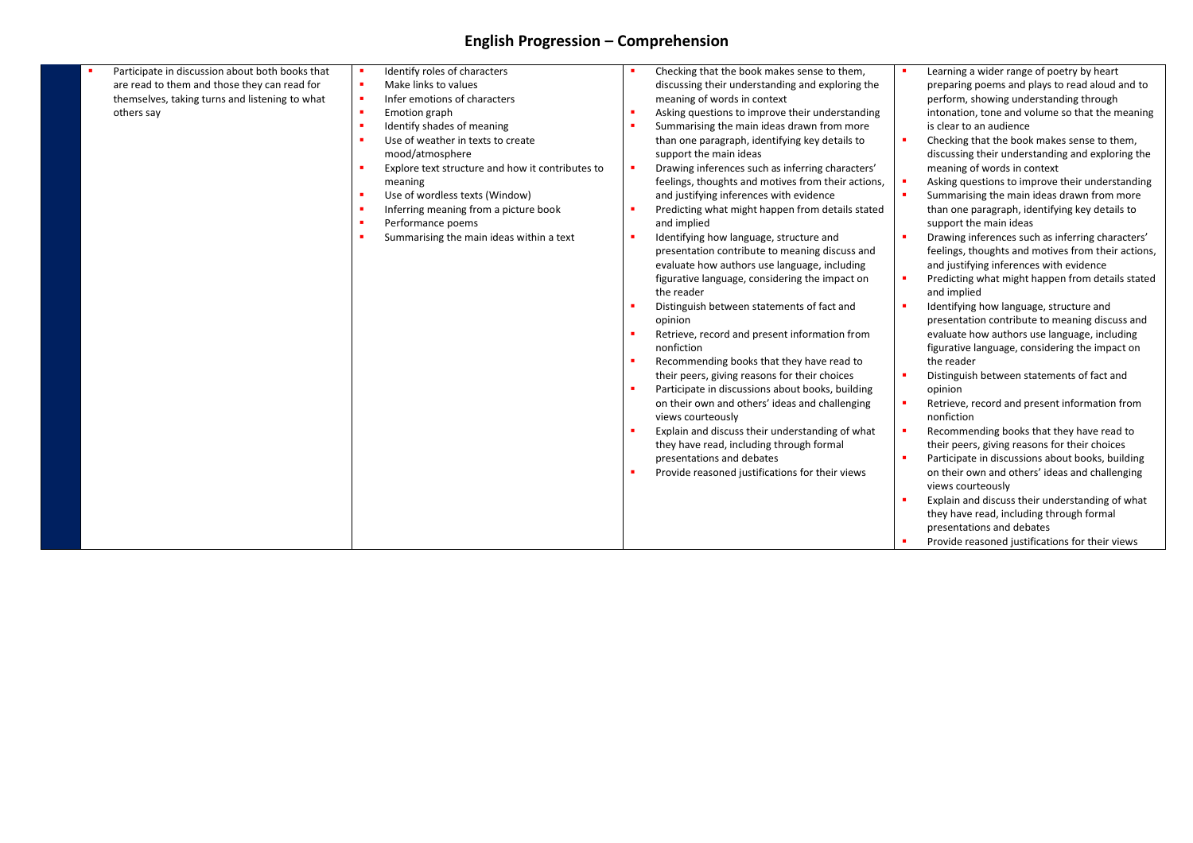# English Progression – Comprehension

| | | | | |
|---|---|---|---|---|
| | • Participate in discussion about both books that are read to them and those they can read for themselves, taking turns and listening to what others say | • Identify roles of characters<br>• Make links to values<br>• Infer emotions of characters<br>• Emotion graph<br>• Identify shades of meaning<br>• Use of weather in texts to create mood/atmosphere<br>• Explore text structure and how it contributes to meaning<br>• Use of wordless texts (Window)<br>• Inferring meaning from a picture book<br>• Performance poems<br>• Summarising the main ideas within a text | • Checking that the book makes sense to them, discussing their understanding and exploring the meaning of words in context<br>• Asking questions to improve their understanding<br>• Summarising the main ideas drawn from more than one paragraph, identifying key details to support the main ideas<br>• Drawing inferences such as inferring characters' feelings, thoughts and motives from their actions, and justifying inferences with evidence<br>• Predicting what might happen from details stated and implied<br>• Identifying how language, structure and presentation contribute to meaning discuss and evaluate how authors use language, including figurative language, considering the impact on the reader<br>• Distinguish between statements of fact and opinion<br>• Retrieve, record and present information from nonfiction<br>• Recommending books that they have read to their peers, giving reasons for their choices<br>• Participate in discussions about books, building on their own and others' ideas and challenging views courteously<br>• Explain and discuss their understanding of what they have read, including through formal presentations and debates<br>• Provide reasoned justifications for their views | • Learning a wider range of poetry by heart preparing poems and plays to read aloud and to perform, showing understanding through intonation, tone and volume so that the meaning is clear to an audience<br>• Checking that the book makes sense to them, discussing their understanding and exploring the meaning of words in context<br>• Asking questions to improve their understanding<br>• Summarising the main ideas drawn from more than one paragraph, identifying key details to support the main ideas<br>• Drawing inferences such as inferring characters' feelings, thoughts and motives from their actions, and justifying inferences with evidence<br>• Predicting what might happen from details stated and implied<br>• Identifying how language, structure and presentation contribute to meaning discuss and evaluate how authors use language, including figurative language, considering the impact on the reader<br>• Distinguish between statements of fact and opinion<br>• Retrieve, record and present information from nonfiction<br>• Recommending books that they have read to their peers, giving reasons for their choices<br>• Participate in discussions about books, building on their own and others' ideas and challenging views courteously<br>• Explain and discuss their understanding of what they have read, including through formal presentations and debates<br>• Provide reasoned justifications for their views |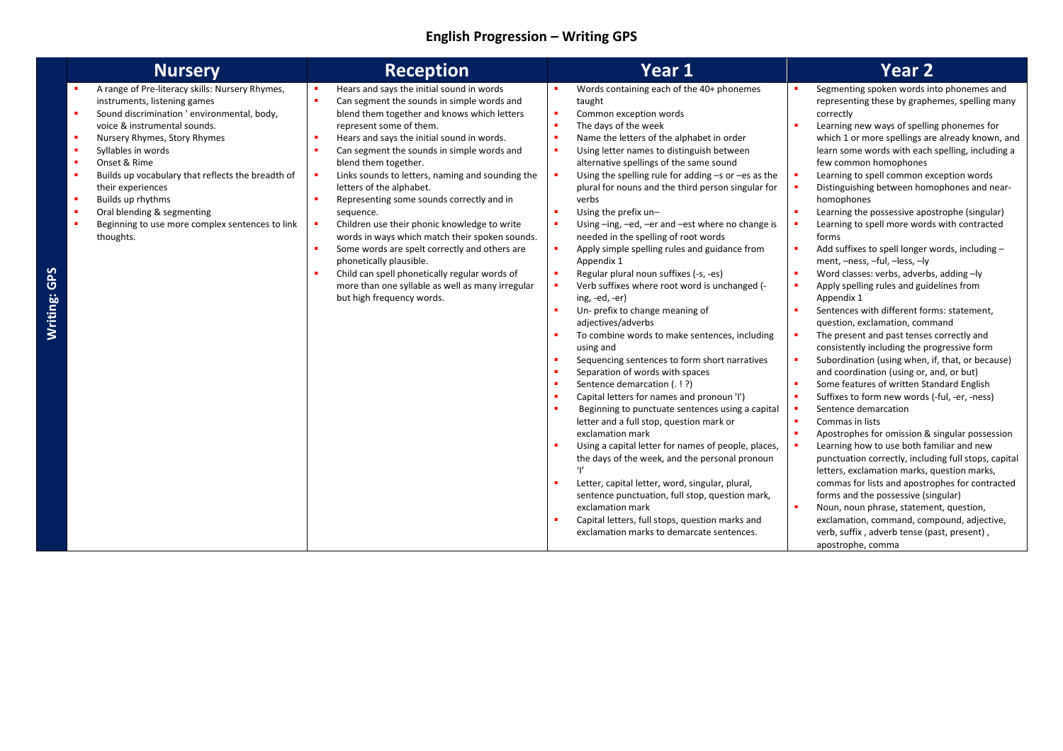# English Progression – Writing GPS

| | Nursery | Reception | Year 1 | Year 2 |
|---|---|---|---|---|
| **Writing: GPS** | ▪ A range of Pre-literacy skills: Nursery Rhymes, instruments, listening games<br>▪ Sound discrimination ' environmental, body, voice & instrumental sounds.<br>▪ Nursery Rhymes, Story Rhymes<br>▪ Syllables in words<br>▪ Onset & Rime<br>▪ Builds up vocabulary that reflects the breadth of their experiences<br>▪ Builds up rhythms<br>▪ Oral blending & segmenting<br>▪ Beginning to use more complex sentences to link thoughts. | ▪ Hears and says the initial sound in words<br>▪ Can segment the sounds in simple words and blend them together and knows which letters represent some of them.<br>▪ Hears and says the initial sound in words.<br>▪ Can segment the sounds in simple words and blend them together.<br>▪ Links sounds to letters, naming and sounding the letters of the alphabet.<br>▪ Representing some sounds correctly and in sequence.<br>▪ Children use their phonic knowledge to write words in ways which match their spoken sounds.<br>▪ Some words are spelt correctly and others are phonetically plausible.<br>▪ Child can spell phonetically regular words of more than one syllable as well as many irregular but high frequency words. | ▪ Words containing each of the 40+ phonemes taught<br>▪ Common exception words<br>▪ The days of the week<br>▪ Name the letters of the alphabet in order<br>▪ Using letter names to distinguish between alternative spellings of the same sound<br>▪ Using the spelling rule for adding –s or –es as the plural for nouns and the third person singular for verbs<br>▪ Using the prefix un–<br>▪ Using –ing, –ed, –er and –est where no change is needed in the spelling of root words<br>▪ Apply simple spelling rules and guidance from Appendix 1<br>▪ Regular plural noun suffixes (-s, -es)<br>▪ Verb suffixes where root word is unchanged (-ing, -ed, -er)<br>▪ Un- prefix to change meaning of adjectives/adverbs<br>▪ To combine words to make sentences, including using and<br>▪ Sequencing sentences to form short narratives<br>▪ Separation of words with spaces<br>▪ Sentence demarcation (. ! ?)<br>▪ Capital letters for names and pronoun 'I')<br>▪ Beginning to punctuate sentences using a capital letter and a full stop, question mark or exclamation mark<br>▪ Using a capital letter for names of people, places, the days of the week, and the personal pronoun 'I'<br>▪ Letter, capital letter, word, singular, plural, sentence punctuation, full stop, question mark, exclamation mark<br>▪ Capital letters, full stops, question marks and exclamation marks to demarcate sentences. | ▪ Segmenting spoken words into phonemes and representing these by graphemes, spelling many correctly<br>▪ Learning new ways of spelling phonemes for which 1 or more spellings are already known, and learn some words with each spelling, including a few common homophones<br>▪ Learning to spell common exception words<br>▪ Distinguishing between homophones and near-homophones<br>▪ Learning the possessive apostrophe (singular)<br>▪ Learning to spell more words with contracted forms<br>▪ Add suffixes to spell longer words, including – ment, –ness, –ful, –less, –ly<br>▪ Word classes: verbs, adverbs, adding –ly<br>▪ Apply spelling rules and guidelines from Appendix 1<br>▪ Sentences with different forms: statement, question, exclamation, command<br>▪ The present and past tenses correctly and consistently including the progressive form<br>▪ Subordination (using when, if, that, or because) and coordination (using or, and, or but)<br>▪ Some features of written Standard English<br>▪ Suffixes to form new words (-ful, -er, -ness)<br>▪ Sentence demarcation<br>▪ Commas in lists<br>▪ Apostrophes for omission & singular possession<br>▪ Learning how to use both familiar and new punctuation correctly, including full stops, capital letters, exclamation marks, question marks, commas for lists and apostrophes for contracted forms and the possessive (singular)<br>▪ Noun, noun phrase, statement, question, exclamation, command, compound, adjective, verb, suffix , adverb tense (past, present) , apostrophe, comma |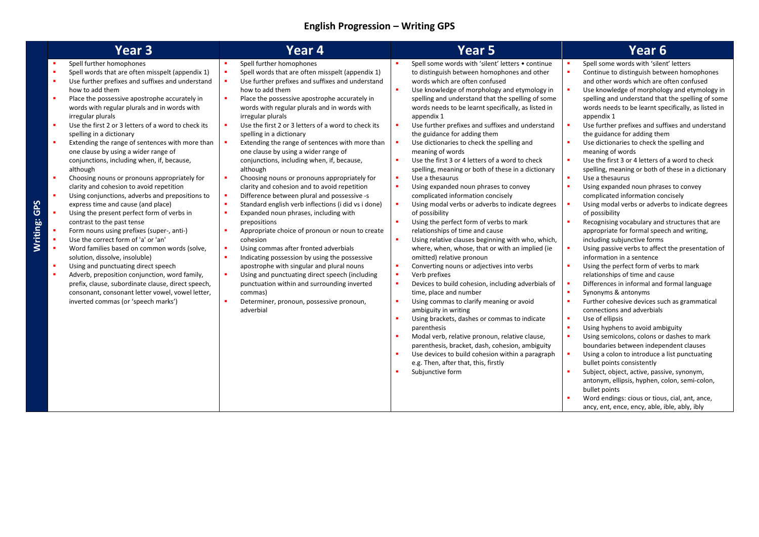# English Progression – Writing GPS

| Writing: GPS | Year 3 | Year 4 | Year 5 | Year 6 |
|---|---|---|---|---|
| | <ul><li>Spell further homophones</li><li>Spell words that are often misspelt (appendix 1)</li><li>Use further prefixes and suffixes and understand how to add them</li><li>Place the possessive apostrophe accurately in words with regular plurals and in words with irregular plurals</li><li>Use the first 2 or 3 letters of a word to check its spelling in a dictionary</li><li>Extending the range of sentences with more than one clause by using a wider range of conjunctions, including when, if, because, although</li><li>Choosing nouns or pronouns appropriately for clarity and cohesion to avoid repetition</li><li>Using conjunctions, adverbs and prepositions to express time and cause (and place)</li><li>Using the present perfect form of verbs in contrast to the past tense</li><li>Form nouns using prefixes (super-, anti-)</li><li>Use the correct form of 'a' or 'an'</li><li>Word families based on common words (solve, solution, dissolve, insoluble)</li><li>Using and punctuating direct speech</li><li>Adverb, preposition conjunction, word family, prefix, clause, subordinate clause, direct speech, consonant, consonant letter vowel, vowel letter, inverted commas (or 'speech marks')</li></ul> | <ul><li>Spell further homophones</li><li>Spell words that are often misspelt (appendix 1)</li><li>Use further prefixes and suffixes and understand how to add them</li><li>Place the possessive apostrophe accurately in words with regular plurals and in words with irregular plurals</li><li>Use the first 2 or 3 letters of a word to check its spelling in a dictionary</li><li>Extending the range of sentences with more than one clause by using a wider range of conjunctions, including when, if, because, although</li><li>Choosing nouns or pronouns appropriately for clarity and cohesion and to avoid repetition</li><li>Difference between plural and possessive -s</li><li>Standard english verb inflections (i did vs i done)</li><li>Expanded noun phrases, including with prepositions</li><li>Appropriate choice of pronoun or noun to create cohesion</li><li>Using commas after fronted adverbials</li><li>Indicating possession by using the possessive apostrophe with singular and plural nouns</li><li>Using and punctuating direct speech (including punctuation within and surrounding inverted commas)</li><li>Determiner, pronoun, possessive pronoun, adverbial</li></ul> | <ul><li>Spell some words with 'silent' letters • continue to distinguish between homophones and other words which are often confused</li><li>Use knowledge of morphology and etymology in spelling and understand that the spelling of some words needs to be learnt specifically, as listed in appendix 1</li><li>Use further prefixes and suffixes and understand the guidance for adding them</li><li>Use dictionaries to check the spelling and meaning of words</li><li>Use the first 3 or 4 letters of a word to check spelling, meaning or both of these in a dictionary</li><li>Use a thesaurus</li><li>Using expanded noun phrases to convey complicated information concisely</li><li>Using modal verbs or adverbs to indicate degrees of possibility</li><li>Using the perfect form of verbs to mark relationships of time and cause</li><li>Using relative clauses beginning with who, which, where, when, whose, that or with an implied (ie omitted) relative pronoun</li><li>Converting nouns or adjectives into verbs</li><li>Verb prefixes</li><li>Devices to build cohesion, including adverbials of time, place and number</li><li>Using commas to clarify meaning or avoid ambiguity in writing</li><li>Using brackets, dashes or commas to indicate parenthesis</li><li>Modal verb, relative pronoun, relative clause, parenthesis, bracket, dash, cohesion, ambiguity</li><li>Use devices to build cohesion within a paragraph e.g. Then, after that, this, firstly</li><li>Subjunctive form</li></ul> | <ul><li>Spell some words with 'silent' letters</li><li>Continue to distinguish between homophones and other words which are often confused</li><li>Use knowledge of morphology and etymology in spelling and understand that the spelling of some words needs to be learnt specifically, as listed in appendix 1</li><li>Use further prefixes and suffixes and understand the guidance for adding them</li><li>Use dictionaries to check the spelling and meaning of words</li><li>Use the first 3 or 4 letters of a word to check spelling, meaning or both of these in a dictionary</li><li>Use a thesaurus</li><li>Using expanded noun phrases to convey complicated information concisely</li><li>Using modal verbs or adverbs to indicate degrees of possibility</li><li>Recognising vocabulary and structures that are appropriate for formal speech and writing, including subjunctive forms</li><li>Using passive verbs to affect the presentation of information in a sentence</li><li>Using the perfect form of verbs to mark relationships of time and cause</li><li>Differences in informal and formal language</li><li>Synonyms & antonyms</li><li>Further cohesive devices such as grammatical connections and adverbials</li><li>Use of ellipsis</li><li>Using hyphens to avoid ambiguity</li><li>Using semicolons, colons or dashes to mark boundaries between independent clauses</li><li>Using a colon to introduce a list punctuating bullet points consistently</li><li>Subject, object, active, passive, synonym, antonym, ellipsis, hyphen, colon, semi-colon, bullet points</li><li>Word endings: cious or tious, cial, ant, ance, ancy, ent, ence, ency, able, ible, ably, ibly</li></ul> |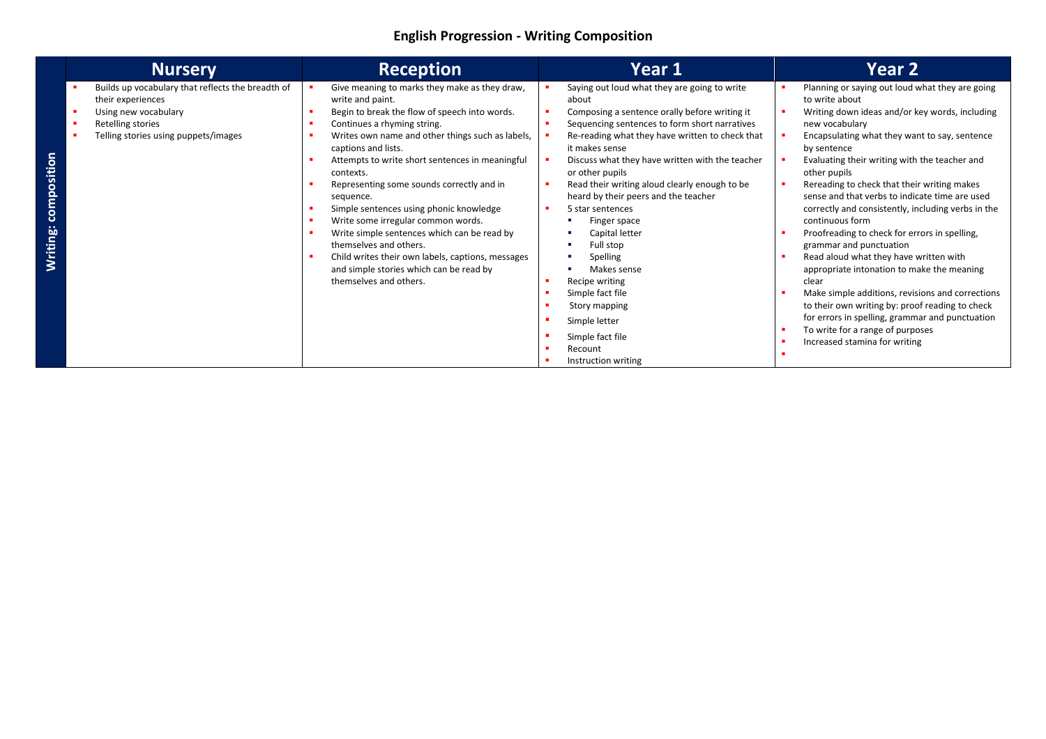# English Progression - Writing Composition

| | Nursery | Reception | Year 1 | Year 2 |
|---|---|---|---|---|
| **Writing: composition** | ▪ Builds up vocabulary that reflects the breadth of their experiences<br>▪ Using new vocabulary<br>▪ Retelling stories<br>▪ Telling stories using puppets/images | ▪ Give meaning to marks they make as they draw, write and paint.<br>▪ Begin to break the flow of speech into words.<br>▪ Continues a rhyming string.<br>▪ Writes own name and other things such as labels, captions and lists.<br>▪ Attempts to write short sentences in meaningful contexts.<br>▪ Representing some sounds correctly and in sequence.<br>▪ Simple sentences using phonic knowledge<br>▪ Write some irregular common words.<br>▪ Write simple sentences which can be read by themselves and others.<br>▪ Child writes their own labels, captions, messages and simple stories which can be read by themselves and others. | ▪ Saying out loud what they are going to write about<br>▪ Composing a sentence orally before writing it<br>▪ Sequencing sentences to form short narratives<br>▪ Re-reading what they have written to check that it makes sense<br>▪ Discuss what they have written with the teacher or other pupils<br>▪ Read their writing aloud clearly enough to be heard by their peers and the teacher<br>▪ 5 star sentences<br>&nbsp;&nbsp;▪ Finger space<br>&nbsp;&nbsp;▪ Capital letter<br>&nbsp;&nbsp;▪ Full stop<br>&nbsp;&nbsp;▪ Spelling<br>&nbsp;&nbsp;▪ Makes sense<br>▪ Recipe writing<br>▪ Simple fact file<br>▪ Story mapping<br>▪ Simple letter<br>▪ Simple fact file<br>▪ Recount<br>▪ Instruction writing | ▪ Planning or saying out loud what they are going to write about<br>▪ Writing down ideas and/or key words, including new vocabulary<br>▪ Encapsulating what they want to say, sentence by sentence<br>▪ Evaluating their writing with the teacher and other pupils<br>▪ Rereading to check that their writing makes sense and that verbs to indicate time are used correctly and consistently, including verbs in the continuous form<br>▪ Proofreading to check for errors in spelling, grammar and punctuation<br>▪ Read aloud what they have written with appropriate intonation to make the meaning clear<br>▪ Make simple additions, revisions and corrections to their own writing by: proof reading to check for errors in spelling, grammar and punctuation<br>▪ To write for a range of purposes<br>▪ Increased stamina for writing<br>▪ |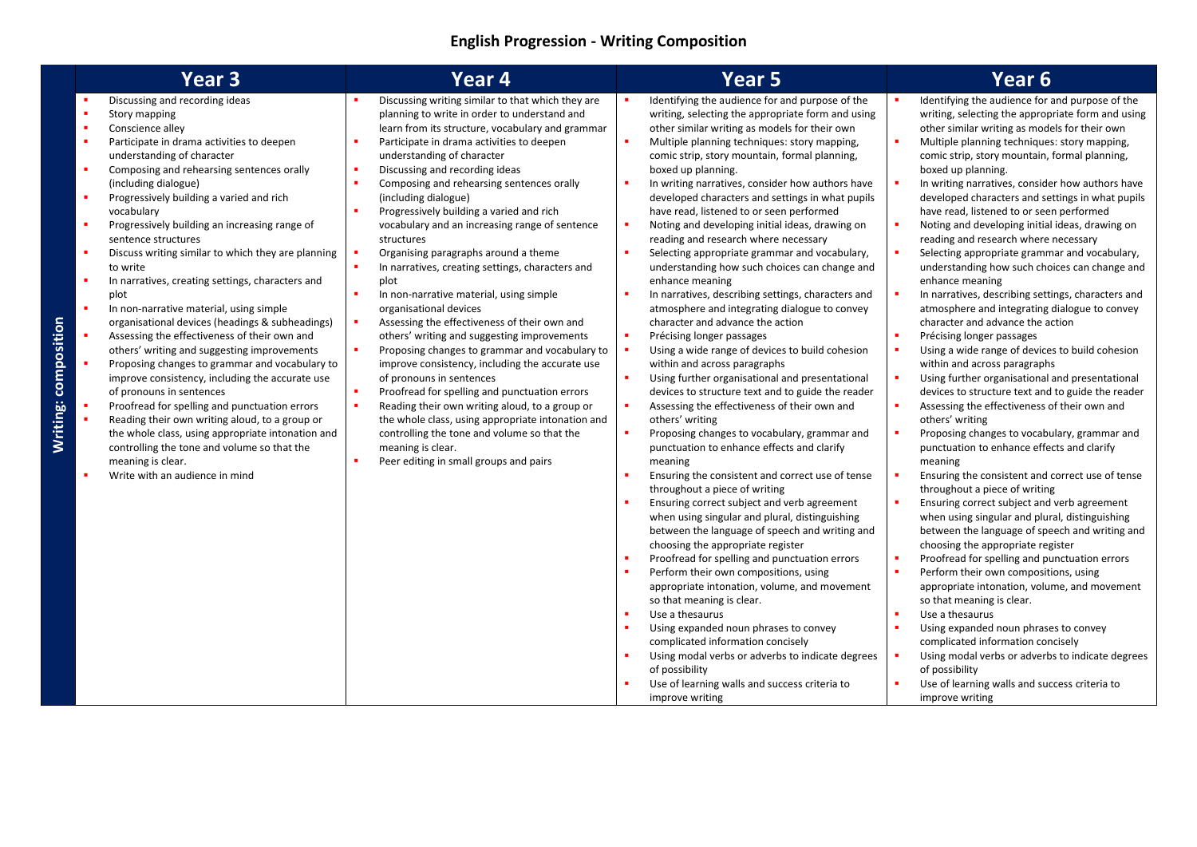# English Progression - Writing Composition

| | Year 3 | Year 4 | Year 5 | Year 6 |
|---|---|---|---|---|
| **Writing: composition** | ▪ Discussing and recording ideas<br>▪ Story mapping<br>▪ Conscience alley<br>▪ Participate in drama activities to deepen understanding of character<br>▪ Composing and rehearsing sentences orally (including dialogue)<br>▪ Progressively building a varied and rich vocabulary<br>▪ Progressively building an increasing range of sentence structures<br>▪ Discuss writing similar to which they are planning to write<br>▪ In narratives, creating settings, characters and plot<br>▪ In non-narrative material, using simple organisational devices (headings & subheadings)<br>▪ Assessing the effectiveness of their own and others' writing and suggesting improvements<br>▪ Proposing changes to grammar and vocabulary to improve consistency, including the accurate use of pronouns in sentences<br>▪ Proofread for spelling and punctuation errors<br>▪ Reading their own writing aloud, to a group or the whole class, using appropriate intonation and controlling the tone and volume so that the meaning is clear.<br>▪ Write with an audience in mind | ▪ Discussing writing similar to that which they are planning to write in order to understand and learn from its structure, vocabulary and grammar<br>▪ Participate in drama activities to deepen understanding of character<br>▪ Discussing and recording ideas<br>▪ Composing and rehearsing sentences orally (including dialogue)<br>▪ Progressively building a varied and rich vocabulary and an increasing range of sentence structures<br>▪ Organising paragraphs around a theme<br>▪ In narratives, creating settings, characters and plot<br>▪ In non-narrative material, using simple organisational devices<br>▪ Assessing the effectiveness of their own and others' writing and suggesting improvements<br>▪ Proposing changes to grammar and vocabulary to improve consistency, including the accurate use of pronouns in sentences<br>▪ Proofread for spelling and punctuation errors<br>▪ Reading their own writing aloud, to a group or the whole class, using appropriate intonation and controlling the tone and volume so that the meaning is clear.<br>▪ Peer editing in small groups and pairs | ▪ Identifying the audience for and purpose of the writing, selecting the appropriate form and using other similar writing as models for their own<br>▪ Multiple planning techniques: story mapping, comic strip, story mountain, formal planning, boxed up planning.<br>▪ In writing narratives, consider how authors have developed characters and settings in what pupils have read, listened to or seen performed<br>▪ Noting and developing initial ideas, drawing on reading and research where necessary<br>▪ Selecting appropriate grammar and vocabulary, understanding how such choices can change and enhance meaning<br>▪ In narratives, describing settings, characters and atmosphere and integrating dialogue to convey character and advance the action<br>▪ Précising longer passages<br>▪ Using a wide range of devices to build cohesion within and across paragraphs<br>▪ Using further organisational and presentational devices to structure text and to guide the reader<br>▪ Assessing the effectiveness of their own and others' writing<br>▪ Proposing changes to vocabulary, grammar and punctuation to enhance effects and clarify meaning<br>▪ Ensuring the consistent and correct use of tense throughout a piece of writing<br>▪ Ensuring correct subject and verb agreement when using singular and plural, distinguishing between the language of speech and writing and choosing the appropriate register<br>▪ Proofread for spelling and punctuation errors<br>▪ Perform their own compositions, using appropriate intonation, volume, and movement so that meaning is clear.<br>▪ Use a thesaurus<br>▪ Using expanded noun phrases to convey complicated information concisely<br>▪ Using modal verbs or adverbs to indicate degrees of possibility<br>▪ Use of learning walls and success criteria to improve writing | ▪ Identifying the audience for and purpose of the writing, selecting the appropriate form and using other similar writing as models for their own<br>▪ Multiple planning techniques: story mapping, comic strip, story mountain, formal planning, boxed up planning.<br>▪ In writing narratives, consider how authors have developed characters and settings in what pupils have read, listened to or seen performed<br>▪ Noting and developing initial ideas, drawing on reading and research where necessary<br>▪ Selecting appropriate grammar and vocabulary, understanding how such choices can change and enhance meaning<br>▪ In narratives, describing settings, characters and atmosphere and integrating dialogue to convey character and advance the action<br>▪ Précising longer passages<br>▪ Using a wide range of devices to build cohesion within and across paragraphs<br>▪ Using further organisational and presentational devices to structure text and to guide the reader<br>▪ Assessing the effectiveness of their own and others' writing<br>▪ Proposing changes to vocabulary, grammar and punctuation to enhance effects and clarify meaning<br>▪ Ensuring the consistent and correct use of tense throughout a piece of writing<br>▪ Ensuring correct subject and verb agreement when using singular and plural, distinguishing between the language of speech and writing and choosing the appropriate register<br>▪ Proofread for spelling and punctuation errors<br>▪ Perform their own compositions, using appropriate intonation, volume, and movement so that meaning is clear.<br>▪ Use a thesaurus<br>▪ Using expanded noun phrases to convey complicated information concisely<br>▪ Using modal verbs or adverbs to indicate degrees of possibility<br>▪ Use of learning walls and success criteria to improve writing |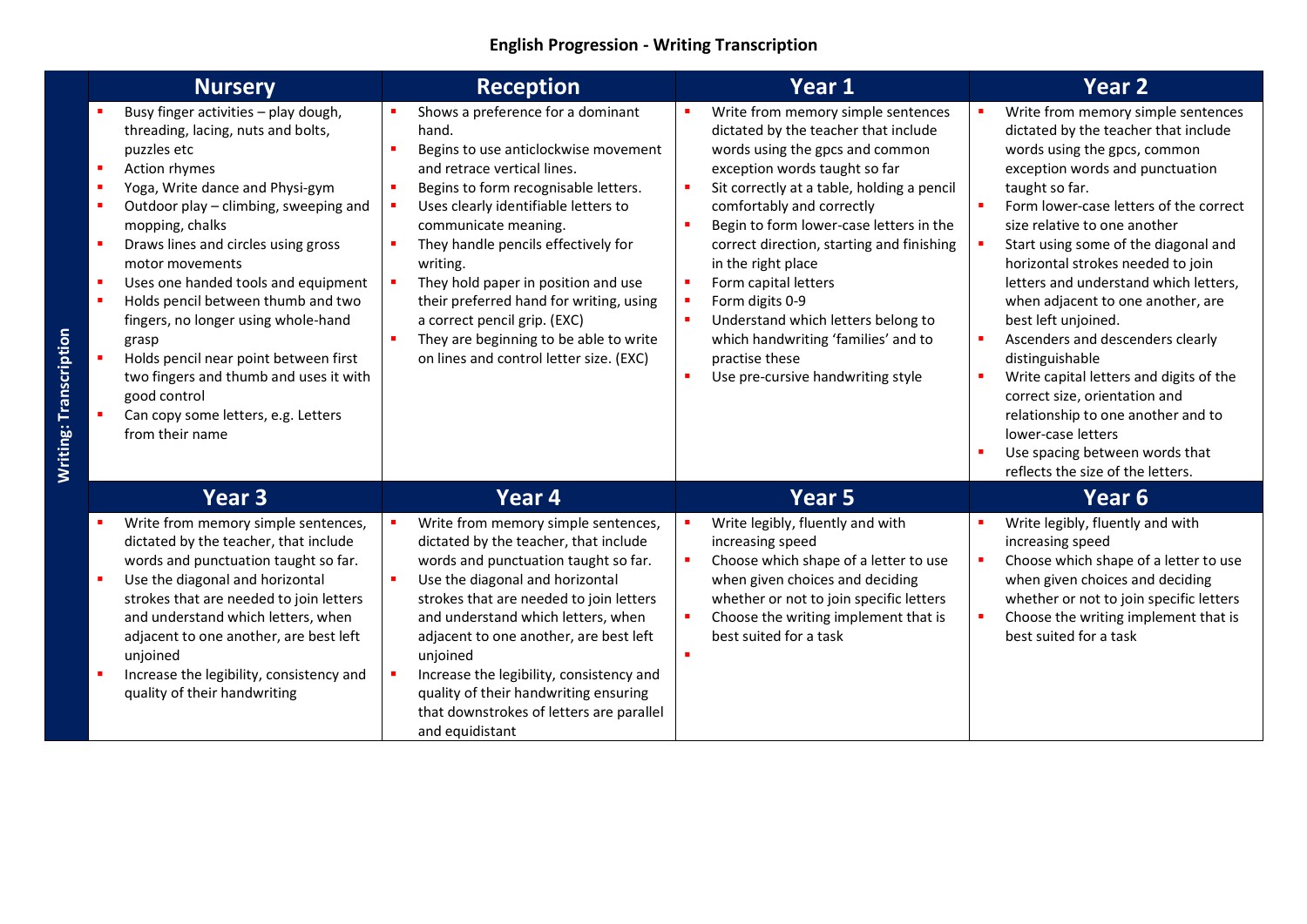# English Progression - Writing Transcription

**Writing: Transcription**

| Nursery | Reception | Year 1 | Year 2 |
|---|---|---|---|
| ▪ Busy finger activities – play dough, threading, lacing, nuts and bolts, puzzles etc<br>▪ Action rhymes<br>▪ Yoga, Write dance and Physi-gym<br>▪ Outdoor play – climbing, sweeping and mopping, chalks<br>▪ Draws lines and circles using gross motor movements<br>▪ Uses one handed tools and equipment<br>▪ Holds pencil between thumb and two fingers, no longer using whole-hand grasp<br>▪ Holds pencil near point between first two fingers and thumb and uses it with good control<br>▪ Can copy some letters, e.g. Letters from their name | ▪ Shows a preference for a dominant hand.<br>▪ Begins to use anticlockwise movement and retrace vertical lines.<br>▪ Begins to form recognisable letters.<br>▪ Uses clearly identifiable letters to communicate meaning.<br>▪ They handle pencils effectively for writing.<br>▪ They hold paper in position and use their preferred hand for writing, using a correct pencil grip. (EXC)<br>▪ They are beginning to be able to write on lines and control letter size. (EXC) | ▪ Write from memory simple sentences dictated by the teacher that include words using the gpcs and common exception words taught so far<br>▪ Sit correctly at a table, holding a pencil comfortably and correctly<br>▪ Begin to form lower-case letters in the correct direction, starting and finishing in the right place<br>▪ Form capital letters<br>▪ Form digits 0-9<br>▪ Understand which letters belong to which handwriting 'families' and to practise these<br>▪ Use pre-cursive handwriting style | ▪ Write from memory simple sentences dictated by the teacher that include words using the gpcs, common exception words and punctuation taught so far.<br>▪ Form lower-case letters of the correct size relative to one another<br>▪ Start using some of the diagonal and horizontal strokes needed to join letters and understand which letters, when adjacent to one another, are best left unjoined.<br>▪ Ascenders and descenders clearly distinguishable<br>▪ Write capital letters and digits of the correct size, orientation and relationship to one another and to lower-case letters<br>▪ Use spacing between words that reflects the size of the letters. |
| **Year 3** | **Year 4** | **Year 5** | **Year 6** |
| ▪ Write from memory simple sentences, dictated by the teacher, that include words and punctuation taught so far.<br>▪ Use the diagonal and horizontal strokes that are needed to join letters and understand which letters, when adjacent to one another, are best left unjoined<br>▪ Increase the legibility, consistency and quality of their handwriting | ▪ Write from memory simple sentences, dictated by the teacher, that include words and punctuation taught so far.<br>▪ Use the diagonal and horizontal strokes that are needed to join letters and understand which letters, when adjacent to one another, are best left unjoined<br>▪ Increase the legibility, consistency and quality of their handwriting ensuring that downstrokes of letters are parallel and equidistant | ▪ Write legibly, fluently and with increasing speed<br>▪ Choose which shape of a letter to use when given choices and deciding whether or not to join specific letters<br>▪ Choose the writing implement that is best suited for a task<br>▪ | ▪ Write legibly, fluently and with increasing speed<br>▪ Choose which shape of a letter to use when given choices and deciding whether or not to join specific letters<br>▪ Choose the writing implement that is best suited for a task |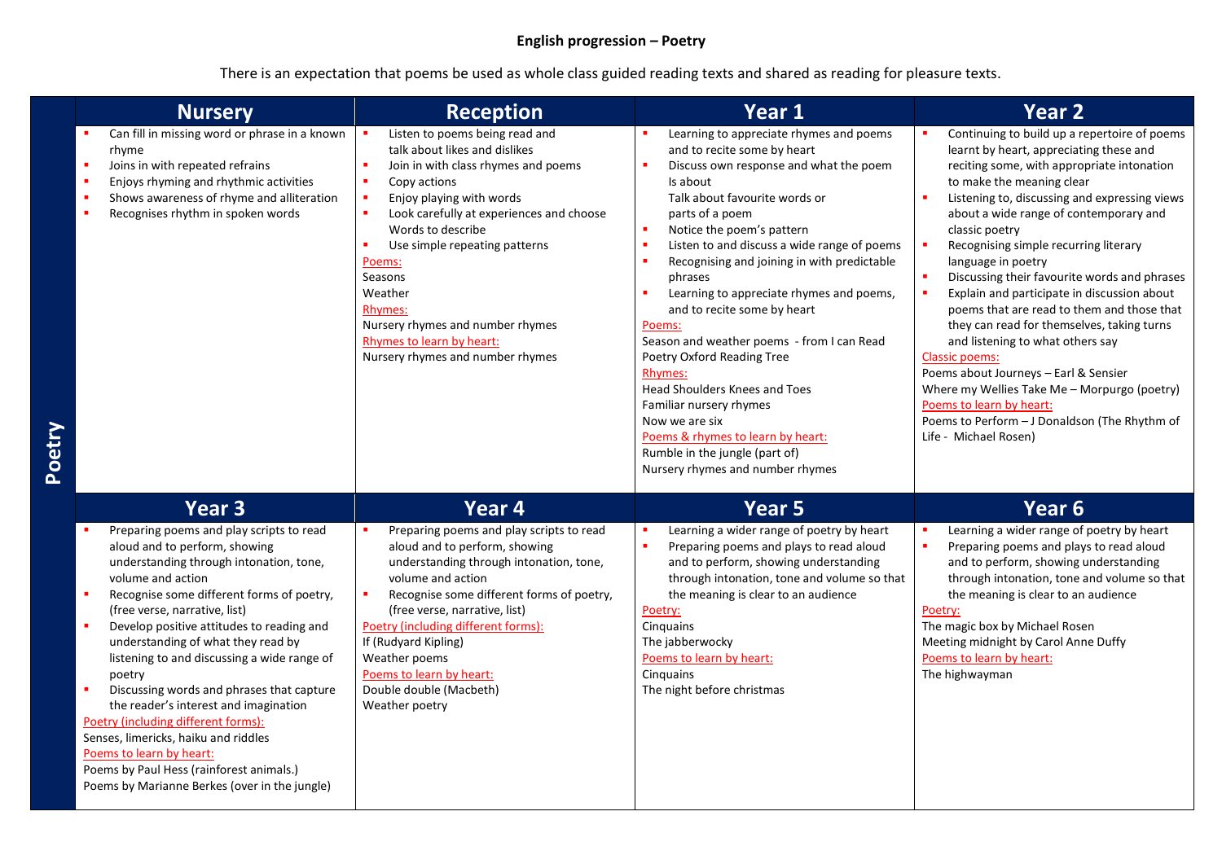**English progression – Poetry**

There is an expectation that poems be used as whole class guided reading texts and shared as reading for pleasure texts.

| | Nursery | Reception | Year 1 | Year 2 |
|---|---|---|---|---|
| Poetry | ▪ Can fill in missing word or phrase in a known rhyme<br>▪ Joins in with repeated refrains<br>▪ Enjoys rhyming and rhythmic activities<br>▪ Shows awareness of rhyme and alliteration<br>▪ Recognises rhythm in spoken words | ▪ Listen to poems being read and talk about likes and dislikes<br>▪ Join in with class rhymes and poems<br>▪ Copy actions<br>▪ Enjoy playing with words<br>▪ Look carefully at experiences and choose Words to describe<br>▪ Use simple repeating patterns<br>Poems:<br>Seasons<br>Weather<br>Rhymes:<br>Nursery rhymes and number rhymes<br>Rhymes to learn by heart:<br>Nursery rhymes and number rhymes | ▪ Learning to appreciate rhymes and poems and to recite some by heart<br>▪ Discuss own response and what the poem Is about<br>Talk about favourite words or parts of a poem<br>▪ Notice the poem's pattern<br>▪ Listen to and discuss a wide range of poems<br>▪ Recognising and joining in with predictable phrases<br>▪ Learning to appreciate rhymes and poems, and to recite some by heart<br>Poems:<br>Season and weather poems - from I can Read Poetry Oxford Reading Tree<br>Rhymes:<br>Head Shoulders Knees and Toes<br>Familiar nursery rhymes<br>Now we are six<br>Poems & rhymes to learn by heart:<br>Rumble in the jungle (part of)<br>Nursery rhymes and number rhymes | ▪ Continuing to build up a repertoire of poems learnt by heart, appreciating these and reciting some, with appropriate intonation to make the meaning clear<br>▪ Listening to, discussing and expressing views about a wide range of contemporary and classic poetry<br>▪ Recognising simple recurring literary language in poetry<br>▪ Discussing their favourite words and phrases<br>▪ Explain and participate in discussion about poems that are read to them and those that they can read for themselves, taking turns and listening to what others say<br>Classic poems:<br>Poems about Journeys – Earl & Sensier<br>Where my Wellies Take Me – Morpurgo (poetry)<br>Poems to learn by heart:<br>Poems to Perform – J Donaldson (The Rhythm of Life - Michael Rosen) |
| | **Year 3** | **Year 4** | **Year 5** | **Year 6** |
| | ▪ Preparing poems and play scripts to read aloud and to perform, showing understanding through intonation, tone, volume and action<br>▪ Recognise some different forms of poetry, (free verse, narrative, list)<br>▪ Develop positive attitudes to reading and understanding of what they read by listening to and discussing a wide range of poetry<br>▪ Discussing words and phrases that capture the reader's interest and imagination<br>Poetry (including different forms):<br>Senses, limericks, haiku and riddles<br>Poems to learn by heart:<br>Poems by Paul Hess (rainforest animals.)<br>Poems by Marianne Berkes (over in the jungle) | ▪ Preparing poems and play scripts to read aloud and to perform, showing understanding through intonation, tone, volume and action<br>▪ Recognise some different forms of poetry, (free verse, narrative, list)<br>Poetry (including different forms):<br>If (Rudyard Kipling)<br>Weather poems<br>Poems to learn by heart:<br>Double double (Macbeth)<br>Weather poetry | ▪ Learning a wider range of poetry by heart<br>▪ Preparing poems and plays to read aloud and to perform, showing understanding through intonation, tone and volume so that the meaning is clear to an audience<br>Poetry:<br>Cinquains<br>The jabberwocky<br>Poems to learn by heart:<br>Cinquains<br>The night before christmas | ▪ Learning a wider range of poetry by heart<br>▪ Preparing poems and plays to read aloud and to perform, showing understanding through intonation, tone and volume so that the meaning is clear to an audience<br>Poetry:<br>The magic box by Michael Rosen<br>Meeting midnight by Carol Anne Duffy<br>Poems to learn by heart:<br>The highwayman |